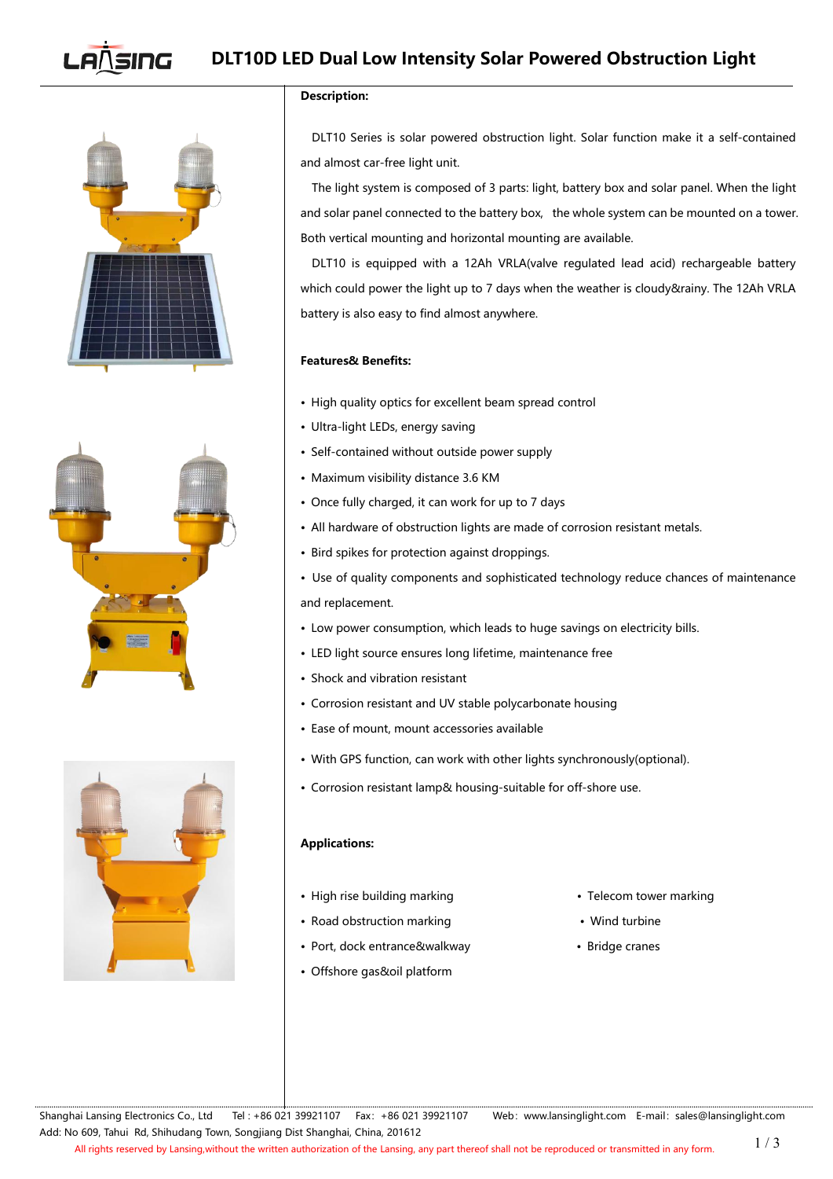# DLT10D LED Dual Low Intensity Solar Powered Obstruction Light

**Description:**

DLT10 Series is solar powered obstruction light. Solar function make it a self-contained and almost car-free light unit.

The light system is composed of 3 parts: light, battery box and solar panel. When the light and solar panel connected to the battery box, the whole system can be mounted on a tower. Both vertical mounting and horizontal mounting are available.

DLT10 is equipped with a 12Ah VRLA(valve regulated lead acid) rechargeable battery which could power the light up to 7 days when the weather is cloudy&rainy. The 12Ah VRLA battery is also easy to find almost anywhere.

**Features& Benefits:**

- High quality optics for excellent beam spread control
- Ultra-light LEDs, energy saving
- Self-contained without outside power supply
- Maximum visibility distance 3.6 KM
- Once fully charged, it can work for up to 7 days
- All hardware of obstruction lights are made of corrosion resistant metals.
- Bird spikes for protection against droppings.
- Use of quality components and sophisticated technology reduce chances of maintenance and replacement.
- Low power consumption, which leads to huge savings on electricity bills.
- LED light source ensures long lifetime, maintenance free
- Shock and vibration resistant
- Corrosion resistant and UV stable polycarbonate housing
- Ease of mount, mount accessories available
- With GPS function, can work with other lights synchronously(optional).
- Corrosion resistant lamp& housing-suitable for off-shore use.

**Applications:**

- High rise building marking
- Road obstruction marking
- Port, dock entrance&walkway
- Offshore gas&oil platform
- Telecom tower marking
- Wind turbine
- Bridge cranes

Shanghai Lansing Electronics Co., Ltd Tel : +86 021 39921107 Fax: +86 021 39921107 Web: www.lansinglight.com E-mail: sales@lansinglight.com
Add: No 609, Tahui Rd, Shihudang Town, Songjiang Dist Shanghai, China, 201612
All rights reserved by Lansing,without the written authorization of the Lansing, any part thereof shall not be reproduced or transmitted in any form.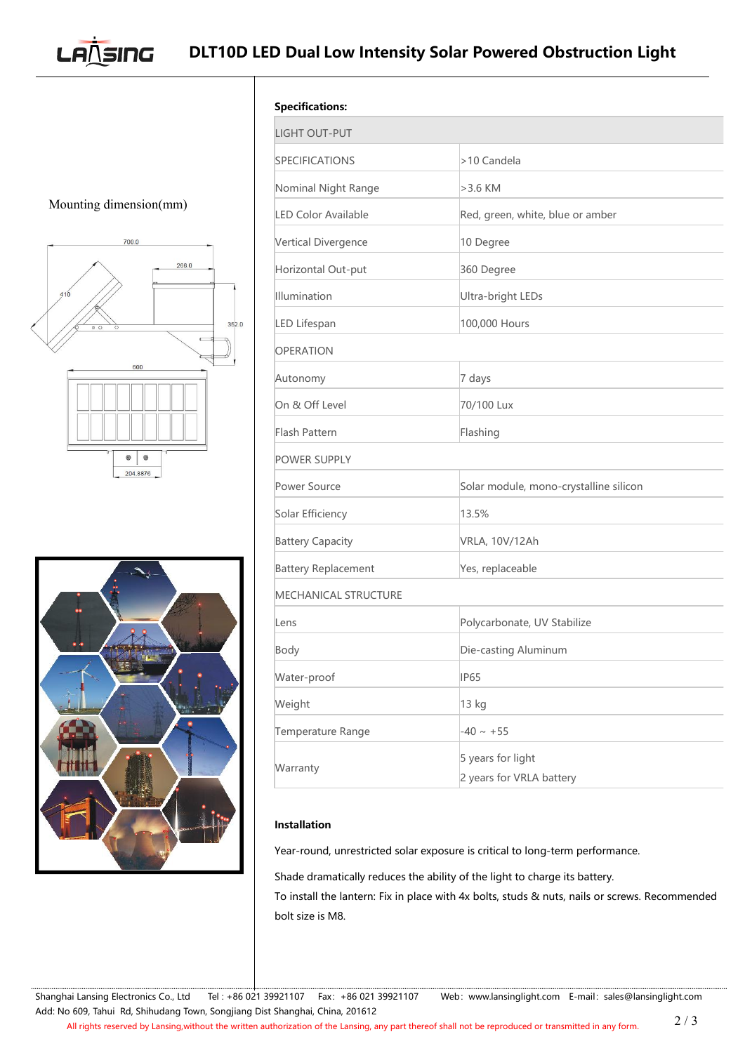# DLT10D LED Dual Low Intensity Solar Powered Obstruction Light

Mounting dimension(mm)

**Specifications:**

| LIGHT OUT-PUT | |
|---|---|
| SPECIFICATIONS | >10 Candela |
| Nominal Night Range | >3.6 KM |
| LED Color Available | Red, green, white, blue or amber |
| Vertical Divergence | 10 Degree |
| Horizontal Out-put | 360 Degree |
| Illumination | Ultra-bright LEDs |
| LED Lifespan | 100,000 Hours |
| OPERATION | |
| Autonomy | 7 days |
| On & Off Level | 70/100 Lux |
| Flash Pattern | Flashing |
| POWER SUPPLY | |
| Power Source | Solar module, mono-crystalline silicon |
| Solar Efficiency | 13.5% |
| Battery Capacity | VRLA, 10V/12Ah |
| Battery Replacement | Yes, replaceable |
| MECHANICAL STRUCTURE | |
| Lens | Polycarbonate, UV Stabilize |
| Body | Die-casting Aluminum |
| Water-proof | IP65 |
| Weight | 13 kg |
| Temperature Range | -40 ~ +55 |
| Warranty | 5 years for light<br>2 years for VRLA battery |

**Installation**

Year-round, unrestricted solar exposure is critical to long-term performance.

Shade dramatically reduces the ability of the light to charge its battery.

To install the lantern: Fix in place with 4x bolts, studs & nuts, nails or screws. Recommended bolt size is M8.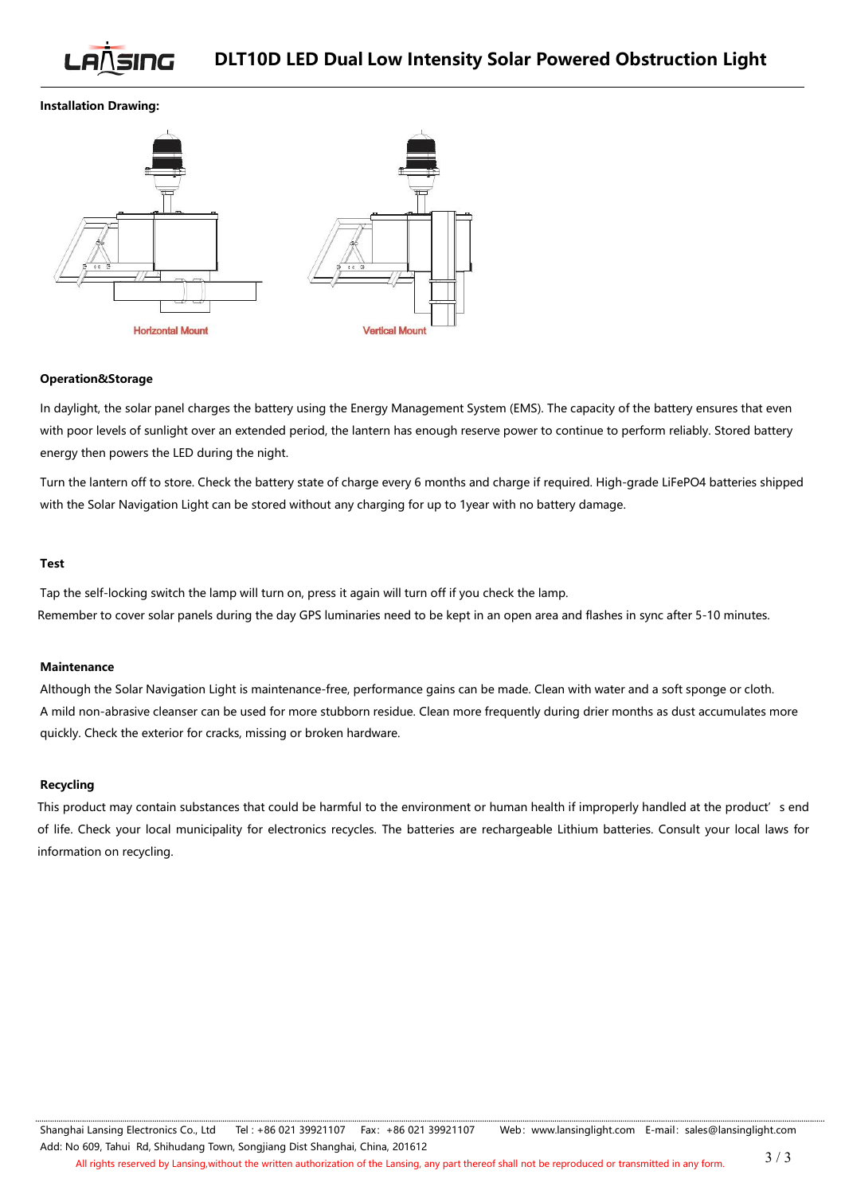**Installation Drawing:**

Horizontal Mount

Vertical Mount

**Operation&Storage**

In daylight, the solar panel charges the battery using the Energy Management System (EMS). The capacity of the battery ensures that even with poor levels of sunlight over an extended period, the lantern has enough reserve power to continue to perform reliably. Stored battery energy then powers the LED during the night.

Turn the lantern off to store. Check the battery state of charge every 6 months and charge if required. High-grade LiFePO4 batteries shipped with the Solar Navigation Light can be stored without any charging for up to 1year with no battery damage.

**Test**

Tap the self-locking switch the lamp will turn on, press it again will turn off if you check the lamp.
Remember to cover solar panels during the day GPS luminaries need to be kept in an open area and flashes in sync after 5-10 minutes.

**Maintenance**

Although the Solar Navigation Light is maintenance-free, performance gains can be made. Clean with water and a soft sponge or cloth. A mild non-abrasive cleanser can be used for more stubborn residue. Clean more frequently during drier months as dust accumulates more quickly. Check the exterior for cracks, missing or broken hardware.

**Recycling**

This product may contain substances that could be harmful to the environment or human health if improperly handled at the product' s end of life. Check your local municipality for electronics recycles. The batteries are rechargeable Lithium batteries. Consult your local laws for information on recycling.